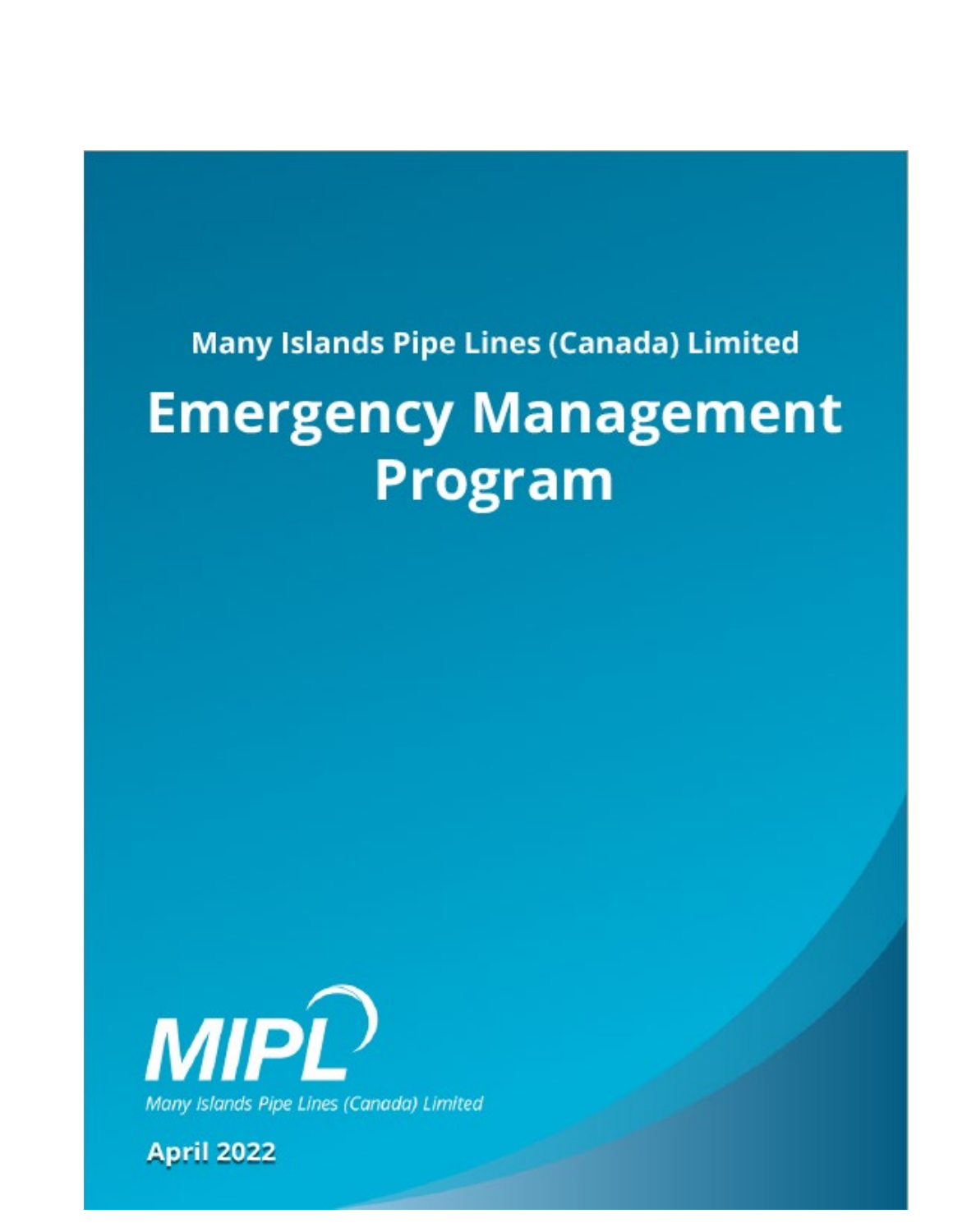Many Islands Pipe Lines (Canada) Limited

# Emergency Management Program

MIPL

*Many Islands Pipe Lines (Canada) Limited*

**April 2022**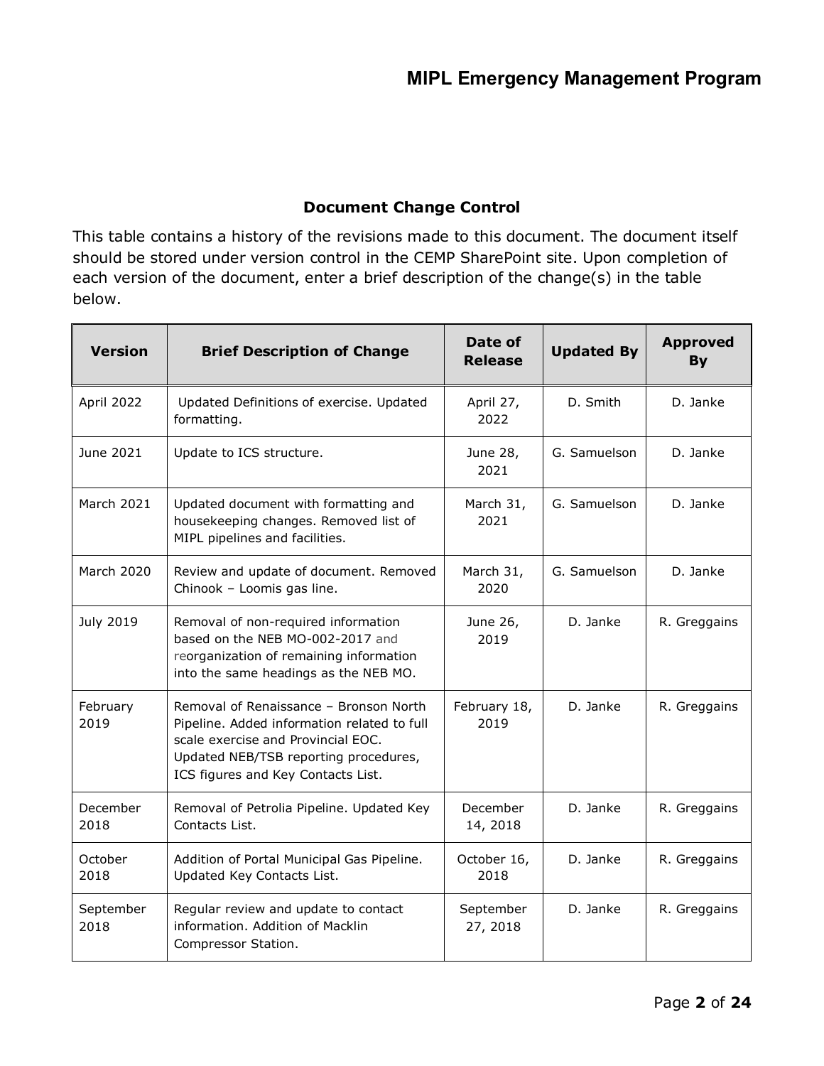## Document Change Control

This table contains a history of the revisions made to this document. The document itself should be stored under version control in the CEMP SharePoint site. Upon completion of each version of the document, enter a brief description of the change(s) in the table below.

| Version | Brief Description of Change | Date of Release | Updated By | Approved By |
|---|---|---|---|---|
| April 2022 | Updated Definitions of exercise. Updated formatting. | April 27, 2022 | D. Smith | D. Janke |
| June 2021 | Update to ICS structure. | June 28, 2021 | G. Samuelson | D. Janke |
| March 2021 | Updated document with formatting and housekeeping changes. Removed list of MIPL pipelines and facilities. | March 31, 2021 | G. Samuelson | D. Janke |
| March 2020 | Review and update of document. Removed Chinook – Loomis gas line. | March 31, 2020 | G. Samuelson | D. Janke |
| July 2019 | Removal of non-required information based on the NEB MO-002-2017 and reorganization of remaining information into the same headings as the NEB MO. | June 26, 2019 | D. Janke | R. Greggains |
| February 2019 | Removal of Renaissance – Bronson North Pipeline. Added information related to full scale exercise and Provincial EOC. Updated NEB/TSB reporting procedures, ICS figures and Key Contacts List. | February 18, 2019 | D. Janke | R. Greggains |
| December 2018 | Removal of Petrolia Pipeline. Updated Key Contacts List. | December 14, 2018 | D. Janke | R. Greggains |
| October 2018 | Addition of Portal Municipal Gas Pipeline. Updated Key Contacts List. | October 16, 2018 | D. Janke | R. Greggains |
| September 2018 | Regular review and update to contact information. Addition of Macklin Compressor Station. | September 27, 2018 | D. Janke | R. Greggains |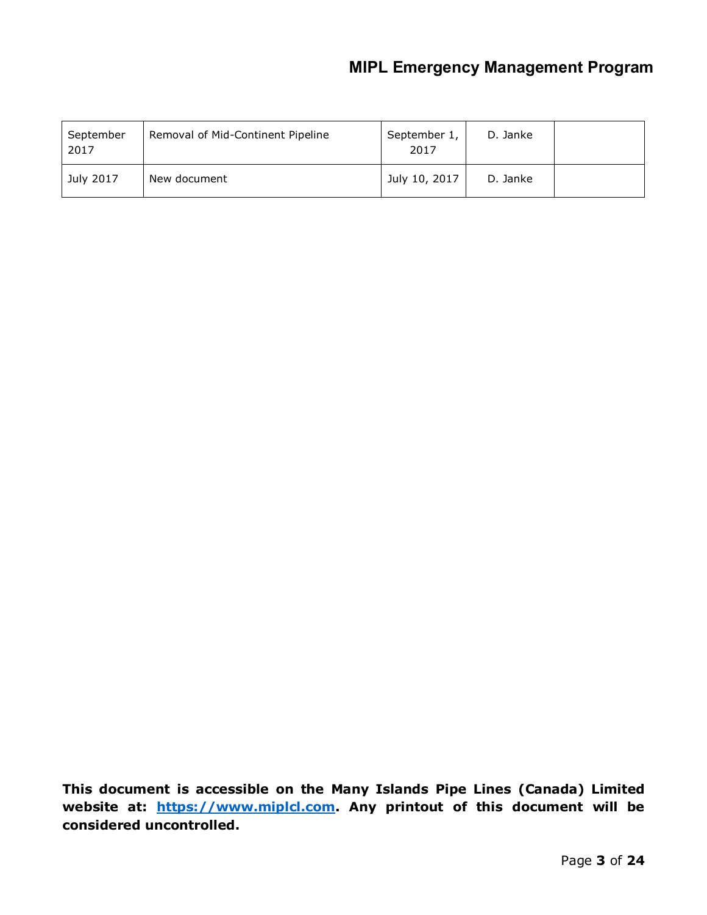| | | | | |
|---|---|---|---|---|
| September 2017 | Removal of Mid-Continent Pipeline | September 1, 2017 | D. Janke | |
| July 2017 | New document | July 10, 2017 | D. Janke | |

**This document is accessible on the Many Islands Pipe Lines (Canada) Limited website at: [https://www.miplcl.com](https://www.miplcl.com). Any printout of this document will be considered uncontrolled.**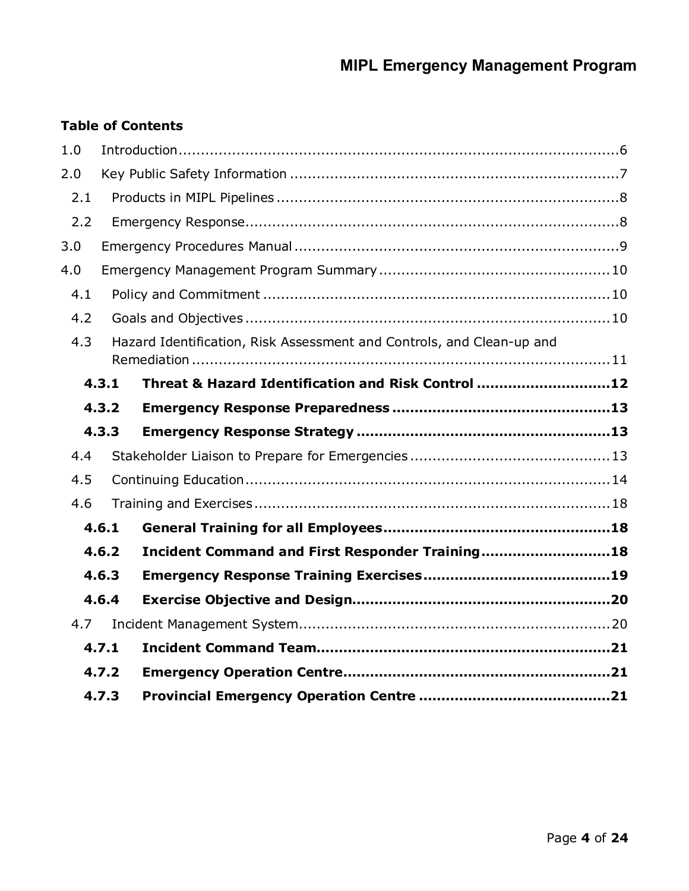**Table of Contents**

1.0 Introduction ....................................................................................................6

2.0 Key Public Safety Information ..........................................................................7

  2.1 Products in MIPL Pipelines ..............................................................................8

  2.2 Emergency Response.....................................................................................8

3.0 Emergency Procedures Manual .........................................................................9

4.0 Emergency Management Program Summary ...................................................10

  4.1 Policy and Commitment ...............................................................................10

  4.2 Goals and Objectives ...................................................................................10

  4.3 Hazard Identification, Risk Assessment and Controls, and Clean-up and Remediation ..................................................................................................11

    **4.3.1 Threat & Hazard Identification and Risk Control .............................12**

    **4.3.2 Emergency Response Preparedness ................................................13**

    **4.3.3 Emergency Response Strategy ........................................................13**

  4.4 Stakeholder Liaison to Prepare for Emergencies .............................................13

  4.5 Continuing Education ...................................................................................14

  4.6 Training and Exercises .................................................................................18

    **4.6.1 General Training for all Employees..................................................18**

    **4.6.2 Incident Command and First Responder Training............................18**

    **4.6.3 Emergency Response Training Exercises.........................................19**

    **4.6.4 Exercise Objective and Design.........................................................20**

  4.7 Incident Management System......................................................................20

    **4.7.1 Incident Command Team................................................................21**

    **4.7.2 Emergency Operation Centre...........................................................21**

    **4.7.3 Provincial Emergency Operation Centre ..........................................21**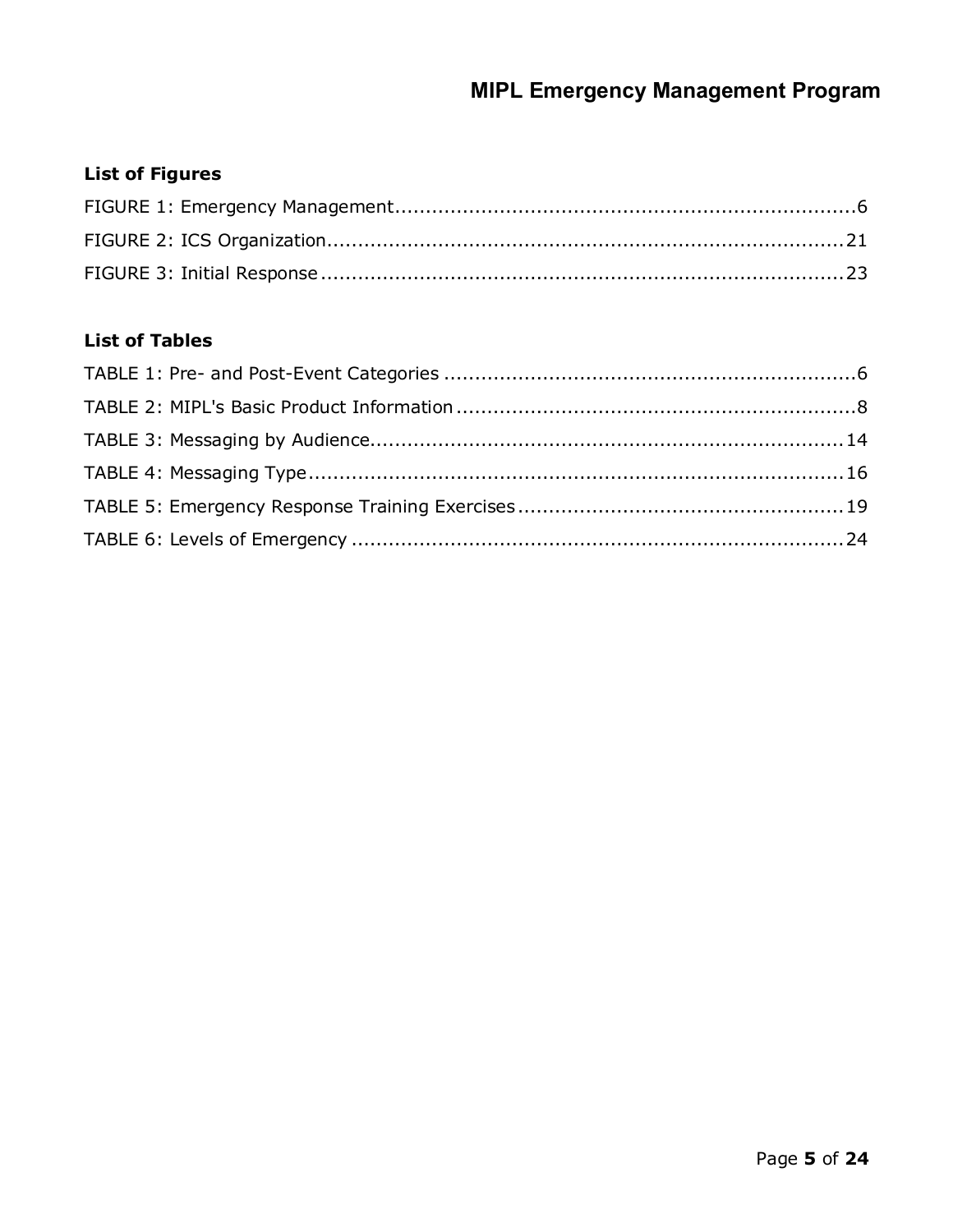### List of Figures

FIGURE 1: Emergency Management....6

FIGURE 2: ICS Organization....21

FIGURE 3: Initial Response....23

### List of Tables

TABLE 1: Pre- and Post-Event Categories....6

TABLE 2: MIPL's Basic Product Information....8

TABLE 3: Messaging by Audience....14

TABLE 4: Messaging Type....16

TABLE 5: Emergency Response Training Exercises....19

TABLE 6: Levels of Emergency....24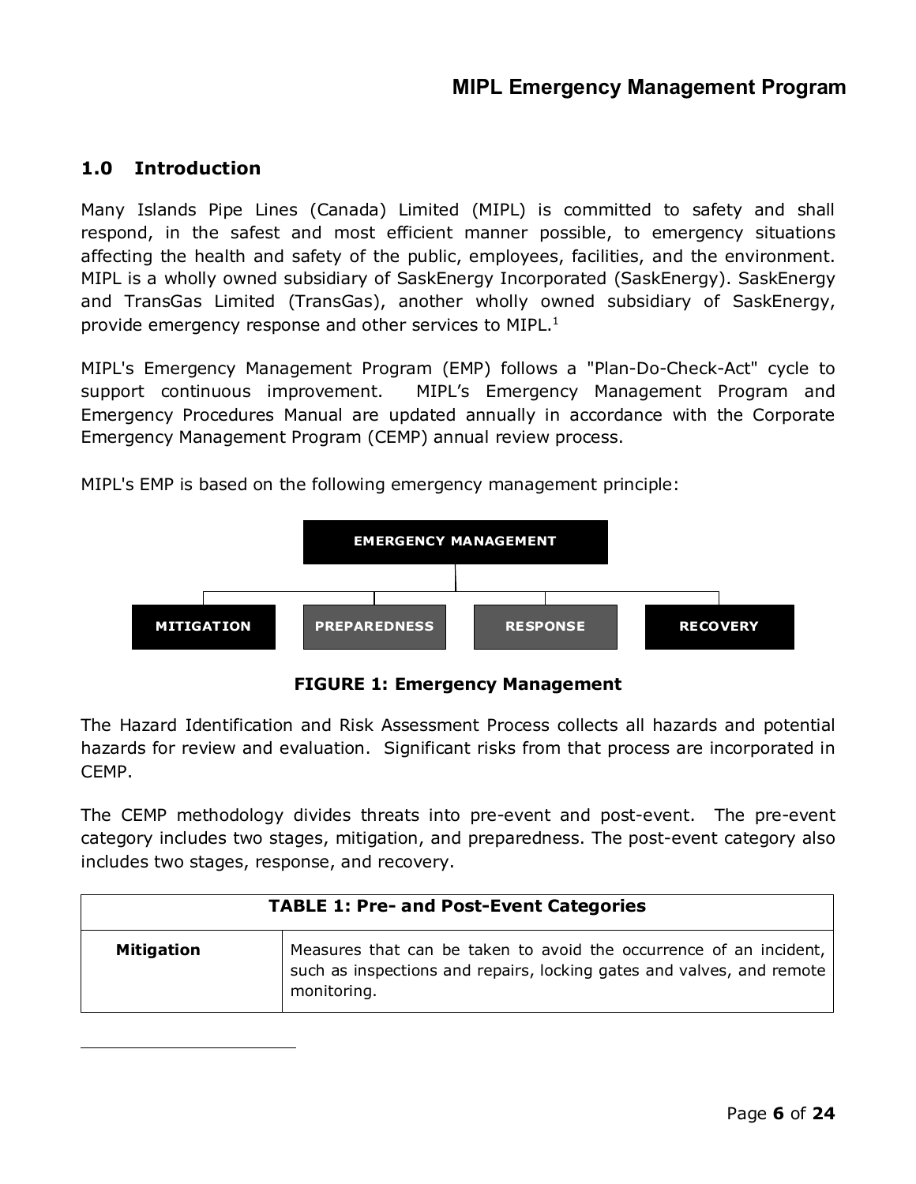## 1.0 Introduction

Many Islands Pipe Lines (Canada) Limited (MIPL) is committed to safety and shall respond, in the safest and most efficient manner possible, to emergency situations affecting the health and safety of the public, employees, facilities, and the environment. MIPL is a wholly owned subsidiary of SaskEnergy Incorporated (SaskEnergy). SaskEnergy and TransGas Limited (TransGas), another wholly owned subsidiary of SaskEnergy, provide emergency response and other services to MIPL.[1]

MIPL's Emergency Management Program (EMP) follows a "Plan-Do-Check-Act" cycle to support continuous improvement. MIPL's Emergency Management Program and Emergency Procedures Manual are updated annually in accordance with the Corporate Emergency Management Program (CEMP) annual review process.

MIPL's EMP is based on the following emergency management principle:

EMERGENCY MANAGEMENT

MITIGATION | PREPAREDNESS | RESPONSE | RECOVERY

**FIGURE 1: Emergency Management**

The Hazard Identification and Risk Assessment Process collects all hazards and potential hazards for review and evaluation. Significant risks from that process are incorporated in CEMP.

The CEMP methodology divides threats into pre-event and post-event. The pre-event category includes two stages, mitigation, and preparedness. The post-event category also includes two stages, response, and recovery.

| TABLE 1: Pre- and Post-Event Categories | |
|---|---|
| **Mitigation** | Measures that can be taken to avoid the occurrence of an incident, such as inspections and repairs, locking gates and valves, and remote monitoring. |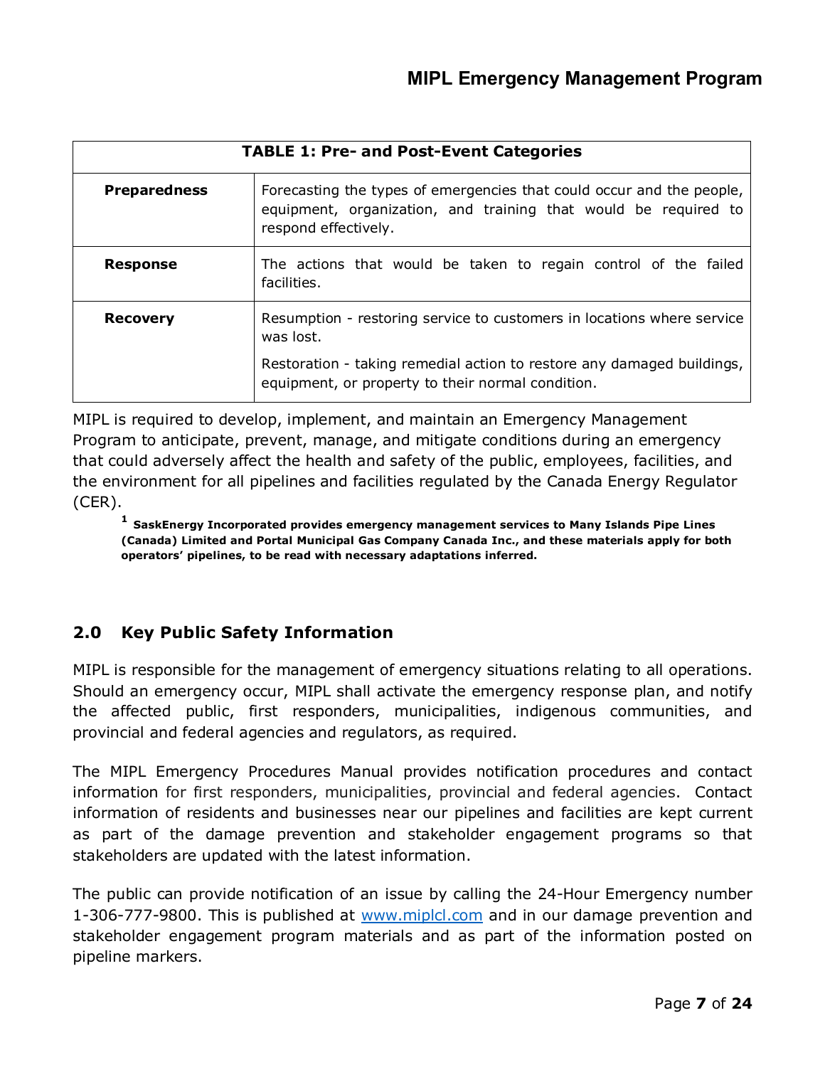| TABLE 1: Pre- and Post-Event Categories | |
|---|---|
| **Preparedness** | Forecasting the types of emergencies that could occur and the people, equipment, organization, and training that would be required to respond effectively. |
| **Response** | The actions that would be taken to regain control of the failed facilities. |
| **Recovery** | Resumption - restoring service to customers in locations where service was lost.<br><br>Restoration - taking remedial action to restore any damaged buildings, equipment, or property to their normal condition. |

MIPL is required to develop, implement, and maintain an Emergency Management Program to anticipate, prevent, manage, and mitigate conditions during an emergency that could adversely affect the health and safety of the public, employees, facilities, and the environment for all pipelines and facilities regulated by the Canada Energy Regulator (CER).

[1] **SaskEnergy Incorporated provides emergency management services to Many Islands Pipe Lines (Canada) Limited and Portal Municipal Gas Company Canada Inc., and these materials apply for both operators' pipelines, to be read with necessary adaptations inferred.**

## 2.0 Key Public Safety Information

MIPL is responsible for the management of emergency situations relating to all operations. Should an emergency occur, MIPL shall activate the emergency response plan, and notify the affected public, first responders, municipalities, indigenous communities, and provincial and federal agencies and regulators, as required.

The MIPL Emergency Procedures Manual provides notification procedures and contact information for first responders, municipalities, provincial and federal agencies. Contact information of residents and businesses near our pipelines and facilities are kept current as part of the damage prevention and stakeholder engagement programs so that stakeholders are updated with the latest information.

The public can provide notification of an issue by calling the 24-Hour Emergency number 1-306-777-9800. This is published at [www.miplcl.com](www.miplcl.com) and in our damage prevention and stakeholder engagement program materials and as part of the information posted on pipeline markers.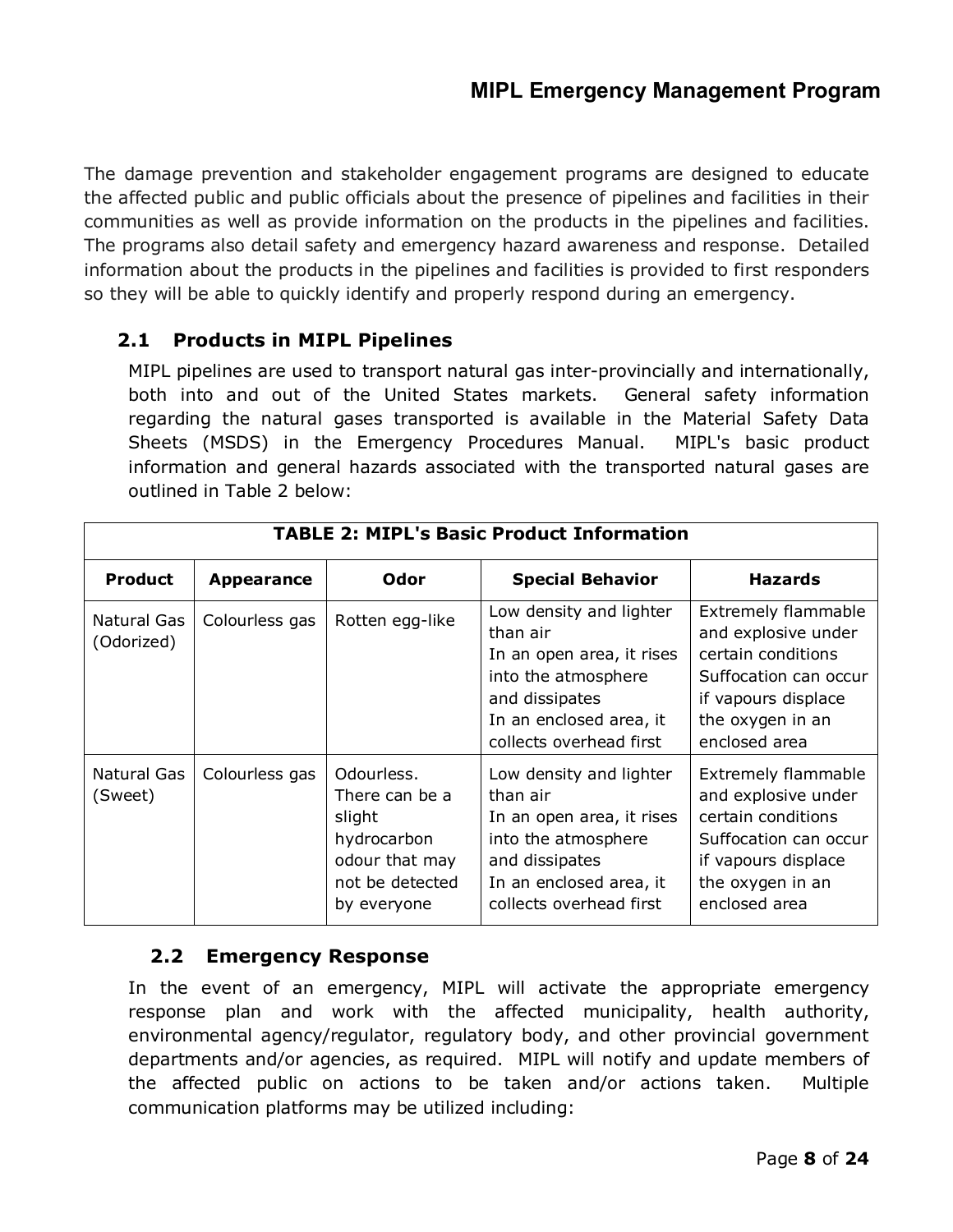The damage prevention and stakeholder engagement programs are designed to educate the affected public and public officials about the presence of pipelines and facilities in their communities as well as provide information on the products in the pipelines and facilities. The programs also detail safety and emergency hazard awareness and response. Detailed information about the products in the pipelines and facilities is provided to first responders so they will be able to quickly identify and properly respond during an emergency.

## 2.1 Products in MIPL Pipelines

MIPL pipelines are used to transport natural gas inter-provincially and internationally, both into and out of the United States markets. General safety information regarding the natural gases transported is available in the Material Safety Data Sheets (MSDS) in the Emergency Procedures Manual. MIPL's basic product information and general hazards associated with the transported natural gases are outlined in Table 2 below:

**TABLE 2: MIPL's Basic Product Information**

| Product | Appearance | Odor | Special Behavior | Hazards |
|---|---|---|---|---|
| Natural Gas (Odorized) | Colourless gas | Rotten egg-like | Low density and lighter than air<br>In an open area, it rises into the atmosphere and dissipates<br>In an enclosed area, it collects overhead first | Extremely flammable and explosive under certain conditions<br>Suffocation can occur if vapours displace the oxygen in an enclosed area |
| Natural Gas (Sweet) | Colourless gas | Odourless. There can be a slight hydrocarbon odour that may not be detected by everyone | Low density and lighter than air<br>In an open area, it rises into the atmosphere and dissipates<br>In an enclosed area, it collects overhead first | Extremely flammable and explosive under certain conditions<br>Suffocation can occur if vapours displace the oxygen in an enclosed area |

## 2.2 Emergency Response

In the event of an emergency, MIPL will activate the appropriate emergency response plan and work with the affected municipality, health authority, environmental agency/regulator, regulatory body, and other provincial government departments and/or agencies, as required. MIPL will notify and update members of the affected public on actions to be taken and/or actions taken. Multiple communication platforms may be utilized including: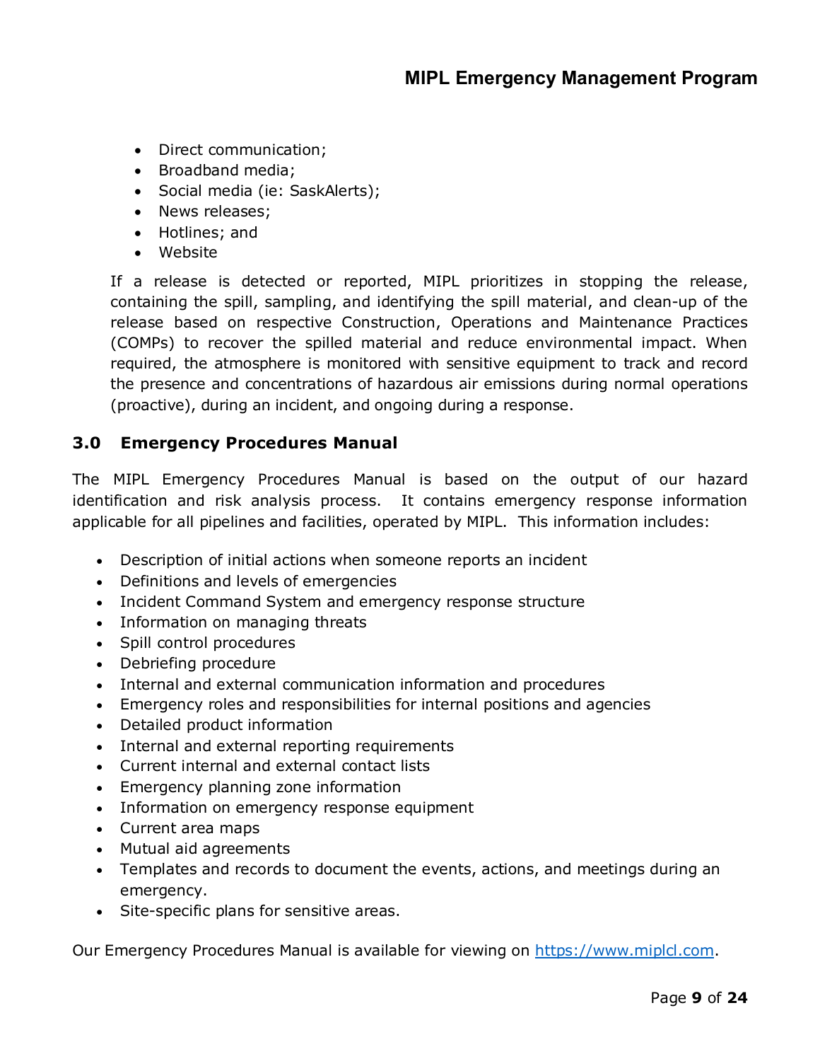- Direct communication;
- Broadband media;
- Social media (ie: SaskAlerts);
- News releases;
- Hotlines; and
- Website

If a release is detected or reported, MIPL prioritizes in stopping the release, containing the spill, sampling, and identifying the spill material, and clean-up of the release based on respective Construction, Operations and Maintenance Practices (COMPs) to recover the spilled material and reduce environmental impact. When required, the atmosphere is monitored with sensitive equipment to track and record the presence and concentrations of hazardous air emissions during normal operations (proactive), during an incident, and ongoing during a response.

## 3.0 Emergency Procedures Manual

The MIPL Emergency Procedures Manual is based on the output of our hazard identification and risk analysis process. It contains emergency response information applicable for all pipelines and facilities, operated by MIPL. This information includes:

- Description of initial actions when someone reports an incident
- Definitions and levels of emergencies
- Incident Command System and emergency response structure
- Information on managing threats
- Spill control procedures
- Debriefing procedure
- Internal and external communication information and procedures
- Emergency roles and responsibilities for internal positions and agencies
- Detailed product information
- Internal and external reporting requirements
- Current internal and external contact lists
- Emergency planning zone information
- Information on emergency response equipment
- Current area maps
- Mutual aid agreements
- Templates and records to document the events, actions, and meetings during an emergency.
- Site-specific plans for sensitive areas.

Our Emergency Procedures Manual is available for viewing on https://www.miplcl.com.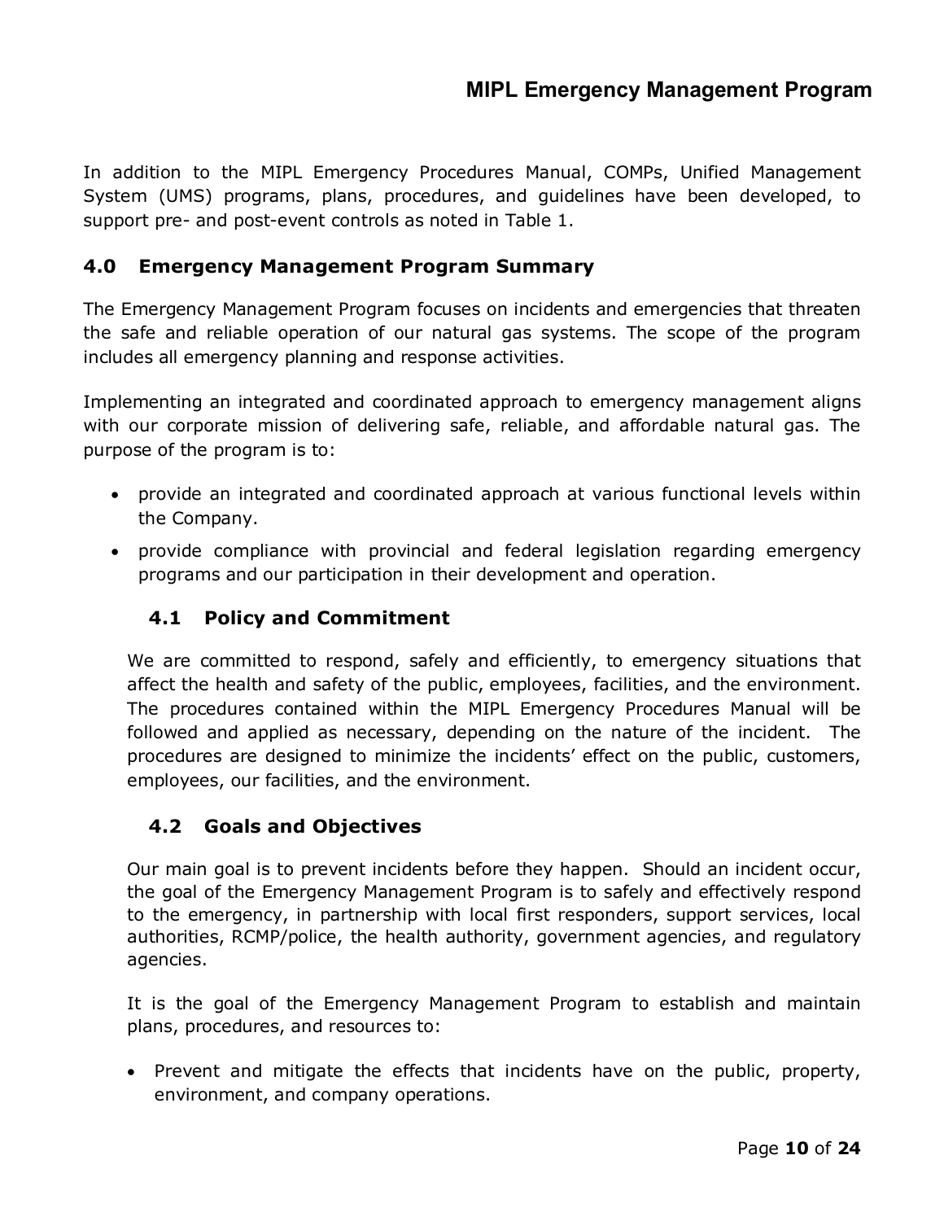In addition to the MIPL Emergency Procedures Manual, COMPs, Unified Management System (UMS) programs, plans, procedures, and guidelines have been developed, to support pre- and post-event controls as noted in Table 1.

## 4.0 Emergency Management Program Summary

The Emergency Management Program focuses on incidents and emergencies that threaten the safe and reliable operation of our natural gas systems. The scope of the program includes all emergency planning and response activities.

Implementing an integrated and coordinated approach to emergency management aligns with our corporate mission of delivering safe, reliable, and affordable natural gas. The purpose of the program is to:

- provide an integrated and coordinated approach at various functional levels within the Company.
- provide compliance with provincial and federal legislation regarding emergency programs and our participation in their development and operation.

### 4.1 Policy and Commitment

We are committed to respond, safely and efficiently, to emergency situations that affect the health and safety of the public, employees, facilities, and the environment. The procedures contained within the MIPL Emergency Procedures Manual will be followed and applied as necessary, depending on the nature of the incident. The procedures are designed to minimize the incidents' effect on the public, customers, employees, our facilities, and the environment.

### 4.2 Goals and Objectives

Our main goal is to prevent incidents before they happen. Should an incident occur, the goal of the Emergency Management Program is to safely and effectively respond to the emergency, in partnership with local first responders, support services, local authorities, RCMP/police, the health authority, government agencies, and regulatory agencies.

It is the goal of the Emergency Management Program to establish and maintain plans, procedures, and resources to:

- Prevent and mitigate the effects that incidents have on the public, property, environment, and company operations.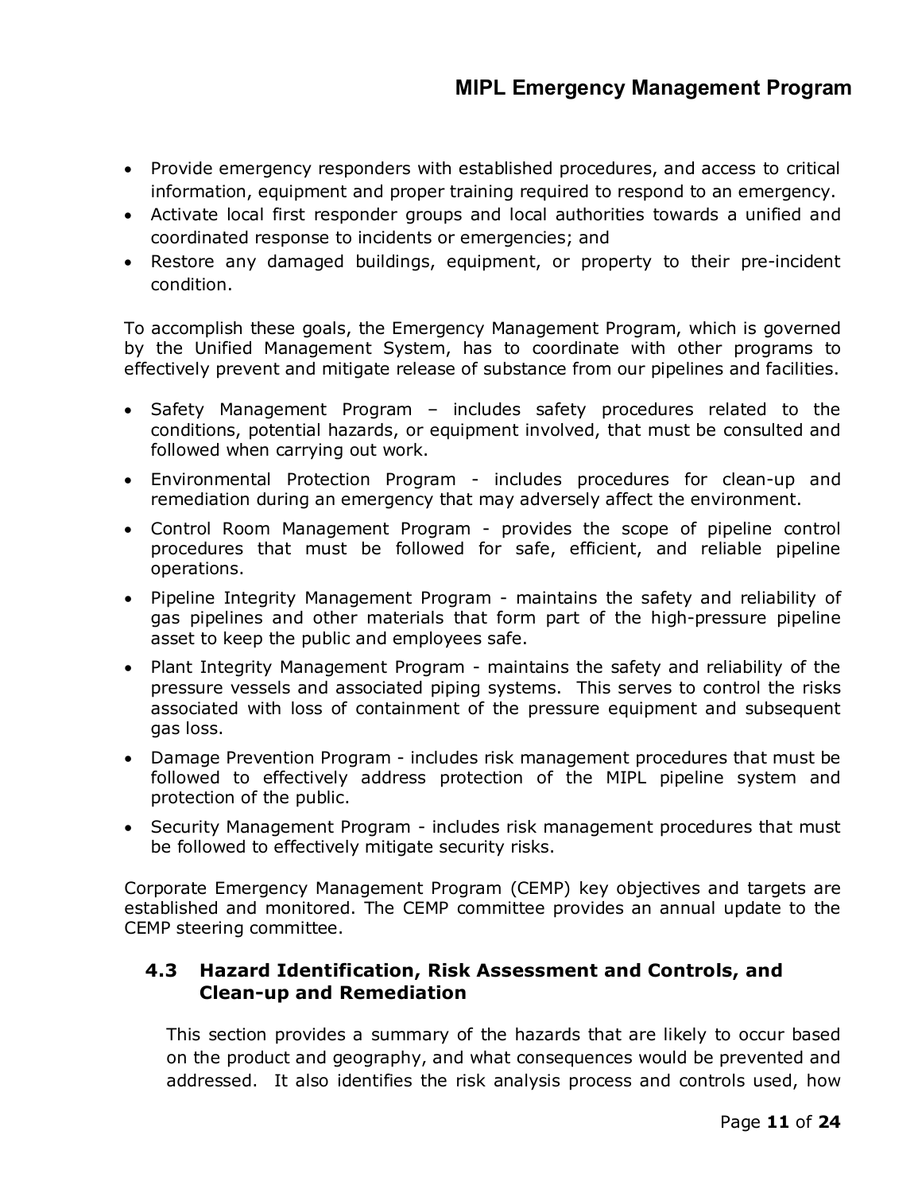- Provide emergency responders with established procedures, and access to critical information, equipment and proper training required to respond to an emergency.
- Activate local first responder groups and local authorities towards a unified and coordinated response to incidents or emergencies; and
- Restore any damaged buildings, equipment, or property to their pre-incident condition.

To accomplish these goals, the Emergency Management Program, which is governed by the Unified Management System, has to coordinate with other programs to effectively prevent and mitigate release of substance from our pipelines and facilities.

- Safety Management Program – includes safety procedures related to the conditions, potential hazards, or equipment involved, that must be consulted and followed when carrying out work.
- Environmental Protection Program - includes procedures for clean-up and remediation during an emergency that may adversely affect the environment.
- Control Room Management Program - provides the scope of pipeline control procedures that must be followed for safe, efficient, and reliable pipeline operations.
- Pipeline Integrity Management Program - maintains the safety and reliability of gas pipelines and other materials that form part of the high-pressure pipeline asset to keep the public and employees safe.
- Plant Integrity Management Program - maintains the safety and reliability of the pressure vessels and associated piping systems. This serves to control the risks associated with loss of containment of the pressure equipment and subsequent gas loss.
- Damage Prevention Program - includes risk management procedures that must be followed to effectively address protection of the MIPL pipeline system and protection of the public.
- Security Management Program - includes risk management procedures that must be followed to effectively mitigate security risks.

Corporate Emergency Management Program (CEMP) key objectives and targets are established and monitored. The CEMP committee provides an annual update to the CEMP steering committee.

## 4.3 Hazard Identification, Risk Assessment and Controls, and Clean-up and Remediation

This section provides a summary of the hazards that are likely to occur based on the product and geography, and what consequences would be prevented and addressed. It also identifies the risk analysis process and controls used, how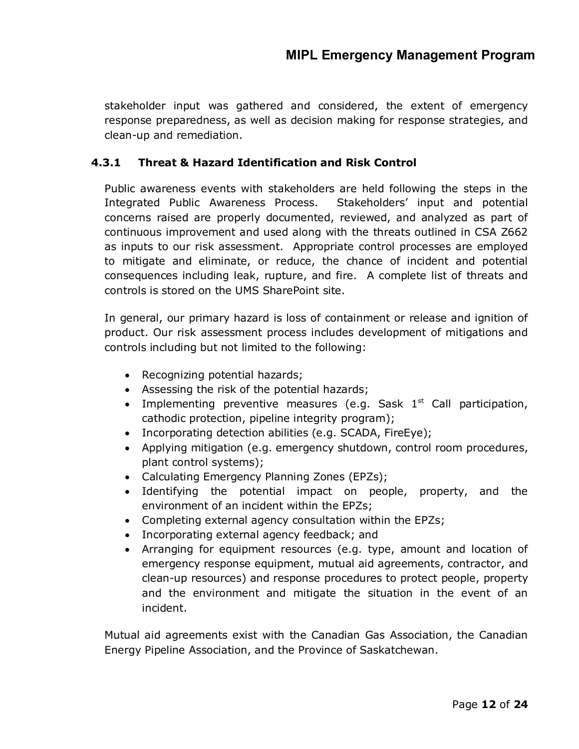stakeholder input was gathered and considered, the extent of emergency response preparedness, as well as decision making for response strategies, and clean-up and remediation.

### 4.3.1 Threat & Hazard Identification and Risk Control

Public awareness events with stakeholders are held following the steps in the Integrated Public Awareness Process. Stakeholders' input and potential concerns raised are properly documented, reviewed, and analyzed as part of continuous improvement and used along with the threats outlined in CSA Z662 as inputs to our risk assessment. Appropriate control processes are employed to mitigate and eliminate, or reduce, the chance of incident and potential consequences including leak, rupture, and fire. A complete list of threats and controls is stored on the UMS SharePoint site.

In general, our primary hazard is loss of containment or release and ignition of product. Our risk assessment process includes development of mitigations and controls including but not limited to the following:

- Recognizing potential hazards;
- Assessing the risk of the potential hazards;
- Implementing preventive measures (e.g. Sask 1st Call participation, cathodic protection, pipeline integrity program);
- Incorporating detection abilities (e.g. SCADA, FireEye);
- Applying mitigation (e.g. emergency shutdown, control room procedures, plant control systems);
- Calculating Emergency Planning Zones (EPZs);
- Identifying the potential impact on people, property, and the environment of an incident within the EPZs;
- Completing external agency consultation within the EPZs;
- Incorporating external agency feedback; and
- Arranging for equipment resources (e.g. type, amount and location of emergency response equipment, mutual aid agreements, contractor, and clean-up resources) and response procedures to protect people, property and the environment and mitigate the situation in the event of an incident.

Mutual aid agreements exist with the Canadian Gas Association, the Canadian Energy Pipeline Association, and the Province of Saskatchewan.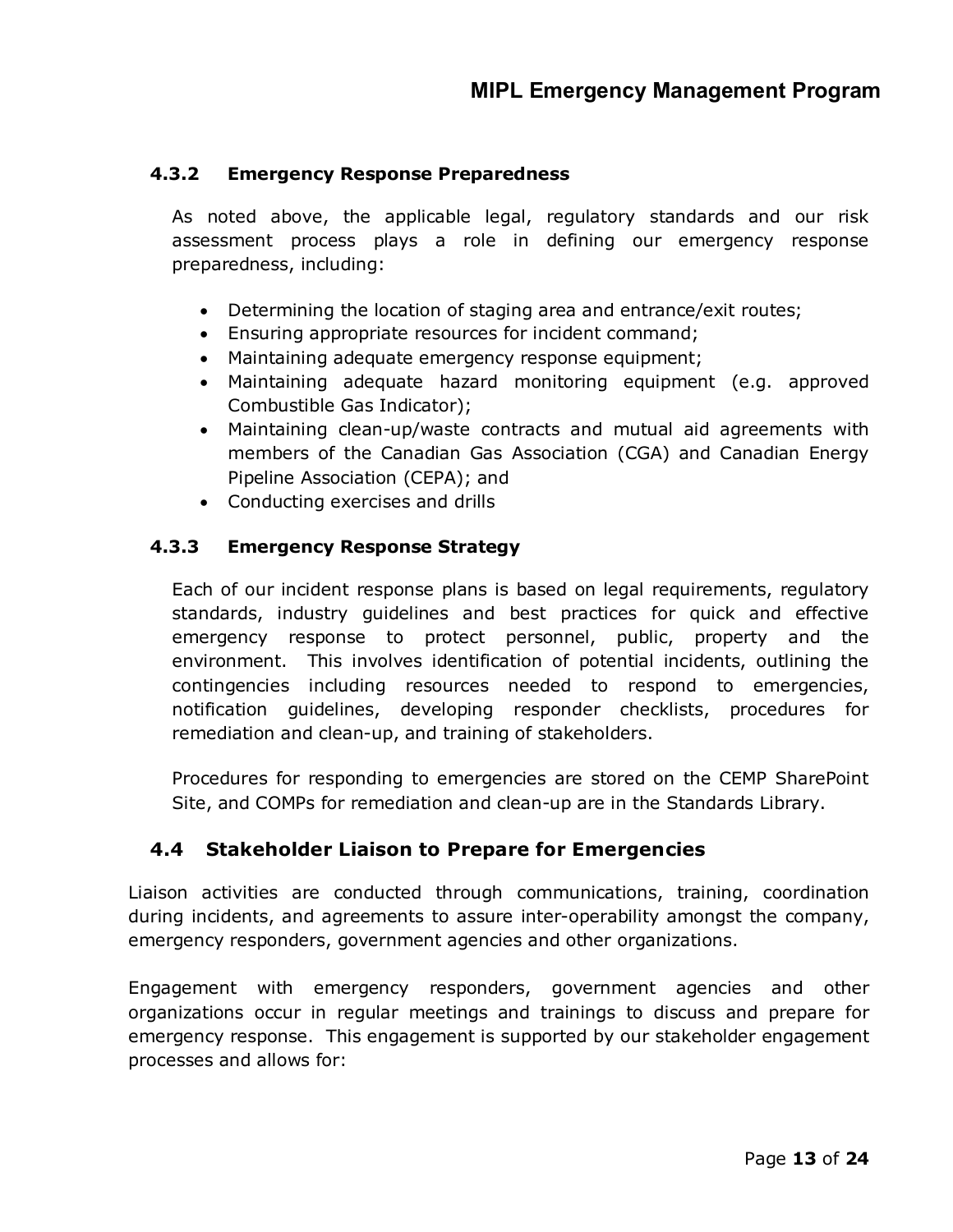#### 4.3.2 Emergency Response Preparedness

As noted above, the applicable legal, regulatory standards and our risk assessment process plays a role in defining our emergency response preparedness, including:

- Determining the location of staging area and entrance/exit routes;
- Ensuring appropriate resources for incident command;
- Maintaining adequate emergency response equipment;
- Maintaining adequate hazard monitoring equipment (e.g. approved Combustible Gas Indicator);
- Maintaining clean-up/waste contracts and mutual aid agreements with members of the Canadian Gas Association (CGA) and Canadian Energy Pipeline Association (CEPA); and
- Conducting exercises and drills

#### 4.3.3 Emergency Response Strategy

Each of our incident response plans is based on legal requirements, regulatory standards, industry guidelines and best practices for quick and effective emergency response to protect personnel, public, property and the environment. This involves identification of potential incidents, outlining the contingencies including resources needed to respond to emergencies, notification guidelines, developing responder checklists, procedures for remediation and clean-up, and training of stakeholders.

Procedures for responding to emergencies are stored on the CEMP SharePoint Site, and COMPs for remediation and clean-up are in the Standards Library.

### 4.4 Stakeholder Liaison to Prepare for Emergencies

Liaison activities are conducted through communications, training, coordination during incidents, and agreements to assure inter-operability amongst the company, emergency responders, government agencies and other organizations.

Engagement with emergency responders, government agencies and other organizations occur in regular meetings and trainings to discuss and prepare for emergency response. This engagement is supported by our stakeholder engagement processes and allows for: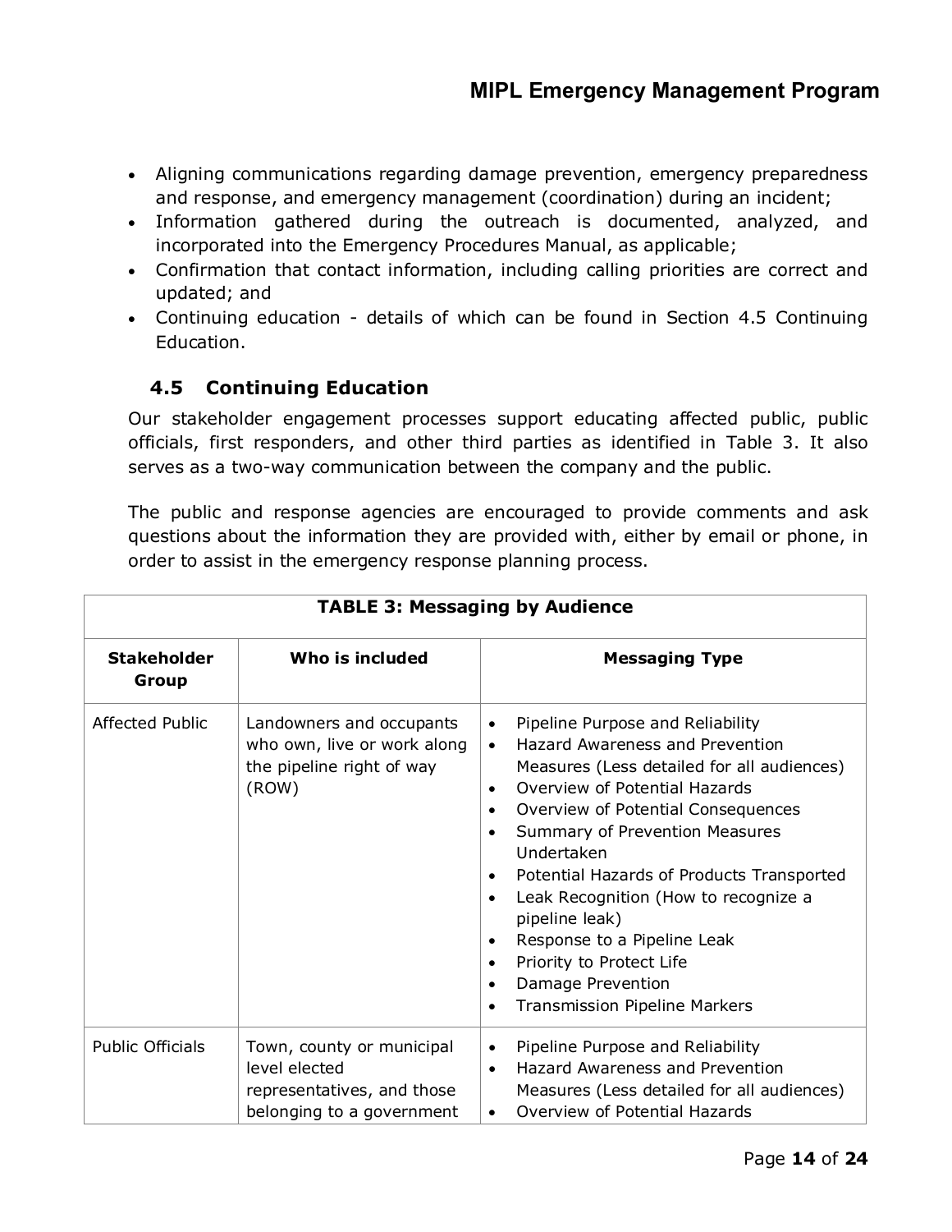- Aligning communications regarding damage prevention, emergency preparedness and response, and emergency management (coordination) during an incident;
- Information gathered during the outreach is documented, analyzed, and incorporated into the Emergency Procedures Manual, as applicable;
- Confirmation that contact information, including calling priorities are correct and updated; and
- Continuing education - details of which can be found in Section 4.5 Continuing Education.

## 4.5 Continuing Education

Our stakeholder engagement processes support educating affected public, public officials, first responders, and other third parties as identified in Table 3. It also serves as a two-way communication between the company and the public.

The public and response agencies are encouraged to provide comments and ask questions about the information they are provided with, either by email or phone, in order to assist in the emergency response planning process.

| TABLE 3: Messaging by Audience | | |
|---|---|---|
| **Stakeholder Group** | **Who is included** | **Messaging Type** |
| Affected Public | Landowners and occupants who own, live or work along the pipeline right of way (ROW) | • Pipeline Purpose and Reliability<br>• Hazard Awareness and Prevention Measures (Less detailed for all audiences)<br>• Overview of Potential Hazards<br>• Overview of Potential Consequences<br>• Summary of Prevention Measures Undertaken<br>• Potential Hazards of Products Transported<br>• Leak Recognition (How to recognize a pipeline leak)<br>• Response to a Pipeline Leak<br>• Priority to Protect Life<br>• Damage Prevention<br>• Transmission Pipeline Markers |
| Public Officials | Town, county or municipal level elected representatives, and those belonging to a government | • Pipeline Purpose and Reliability<br>• Hazard Awareness and Prevention Measures (Less detailed for all audiences)<br>• Overview of Potential Hazards |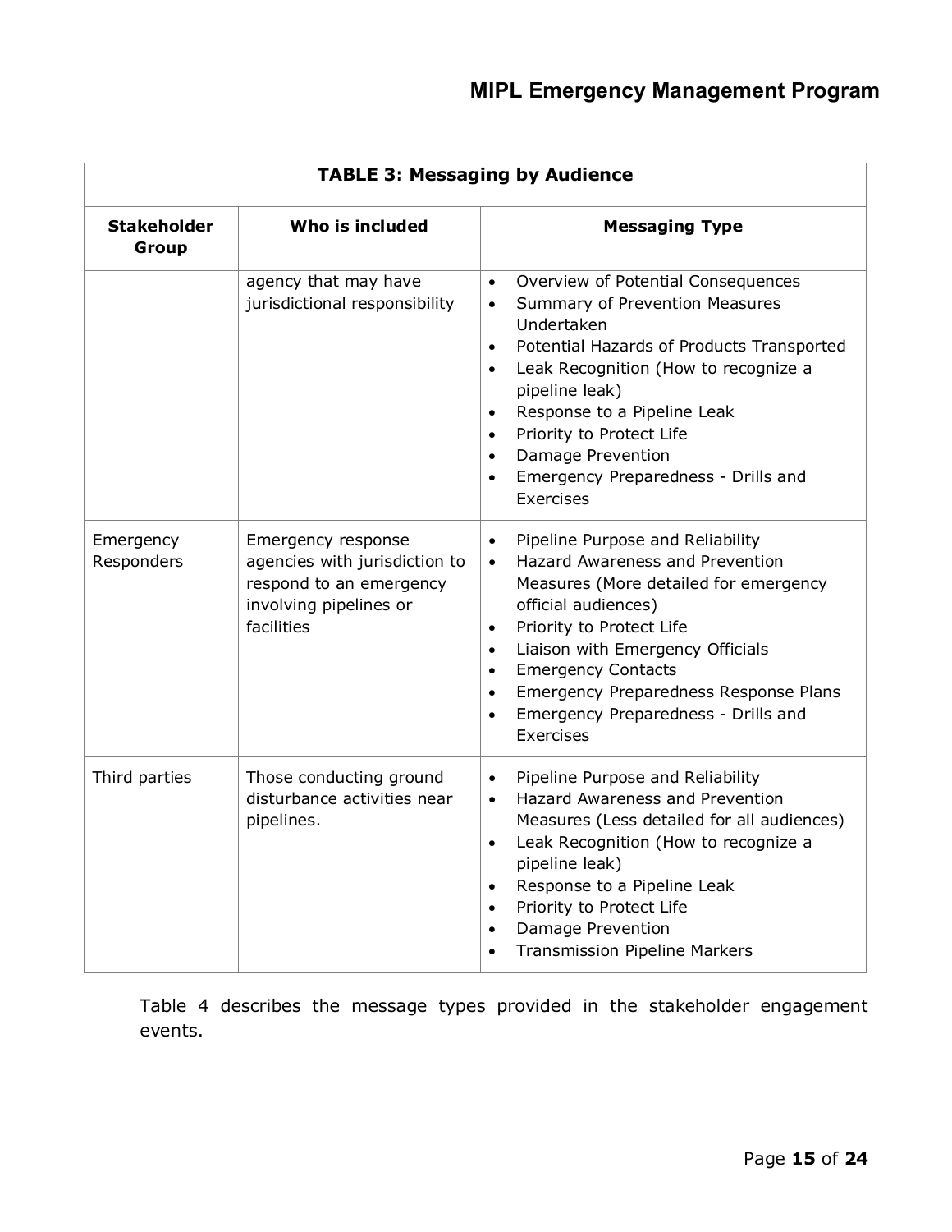| TABLE 3: Messaging by Audience | | |
|---|---|---|
| **Stakeholder Group** | **Who is included** | **Messaging Type** |
| | agency that may have jurisdictional responsibility | • Overview of Potential Consequences<br>• Summary of Prevention Measures Undertaken<br>• Potential Hazards of Products Transported<br>• Leak Recognition (How to recognize a pipeline leak)<br>• Response to a Pipeline Leak<br>• Priority to Protect Life<br>• Damage Prevention<br>• Emergency Preparedness - Drills and Exercises |
| Emergency Responders | Emergency response agencies with jurisdiction to respond to an emergency involving pipelines or facilities | • Pipeline Purpose and Reliability<br>• Hazard Awareness and Prevention Measures (More detailed for emergency official audiences)<br>• Priority to Protect Life<br>• Liaison with Emergency Officials<br>• Emergency Contacts<br>• Emergency Preparedness Response Plans<br>• Emergency Preparedness - Drills and Exercises |
| Third parties | Those conducting ground disturbance activities near pipelines. | • Pipeline Purpose and Reliability<br>• Hazard Awareness and Prevention Measures (Less detailed for all audiences)<br>• Leak Recognition (How to recognize a pipeline leak)<br>• Response to a Pipeline Leak<br>• Priority to Protect Life<br>• Damage Prevention<br>• Transmission Pipeline Markers |

Table 4 describes the message types provided in the stakeholder engagement events.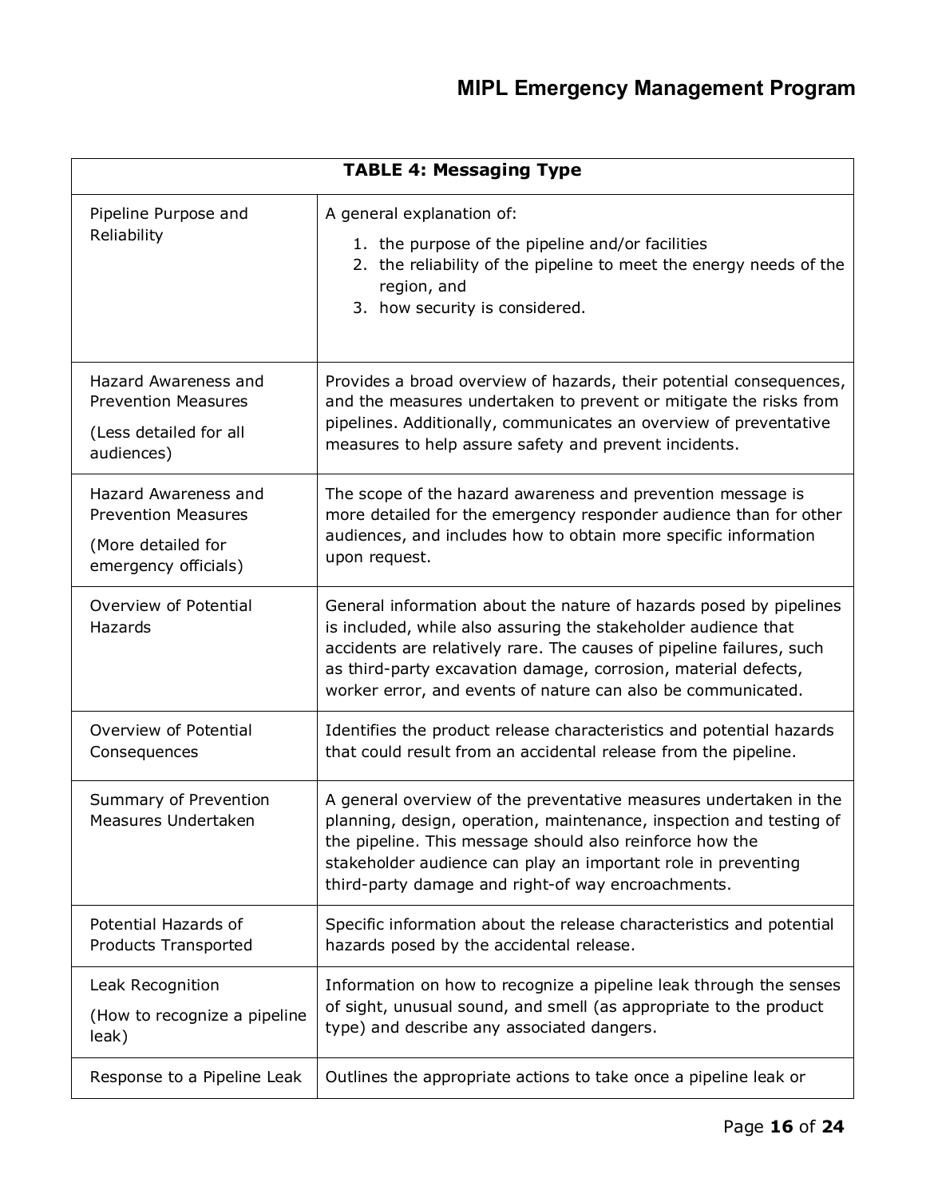| TABLE 4: Messaging Type | |
|---|---|
| Pipeline Purpose and Reliability | A general explanation of: 1. the purpose of the pipeline and/or facilities 2. the reliability of the pipeline to meet the energy needs of the region, and 3. how security is considered. |
| Hazard Awareness and Prevention Measures (Less detailed for all audiences) | Provides a broad overview of hazards, their potential consequences, and the measures undertaken to prevent or mitigate the risks from pipelines. Additionally, communicates an overview of preventative measures to help assure safety and prevent incidents. |
| Hazard Awareness and Prevention Measures (More detailed for emergency officials) | The scope of the hazard awareness and prevention message is more detailed for the emergency responder audience than for other audiences, and includes how to obtain more specific information upon request. |
| Overview of Potential Hazards | General information about the nature of hazards posed by pipelines is included, while also assuring the stakeholder audience that accidents are relatively rare. The causes of pipeline failures, such as third-party excavation damage, corrosion, material defects, worker error, and events of nature can also be communicated. |
| Overview of Potential Consequences | Identifies the product release characteristics and potential hazards that could result from an accidental release from the pipeline. |
| Summary of Prevention Measures Undertaken | A general overview of the preventative measures undertaken in the planning, design, operation, maintenance, inspection and testing of the pipeline. This message should also reinforce how the stakeholder audience can play an important role in preventing third-party damage and right-of way encroachments. |
| Potential Hazards of Products Transported | Specific information about the release characteristics and potential hazards posed by the accidental release. |
| Leak Recognition (How to recognize a pipeline leak) | Information on how to recognize a pipeline leak through the senses of sight, unusual sound, and smell (as appropriate to the product type) and describe any associated dangers. |
| Response to a Pipeline Leak | Outlines the appropriate actions to take once a pipeline leak or |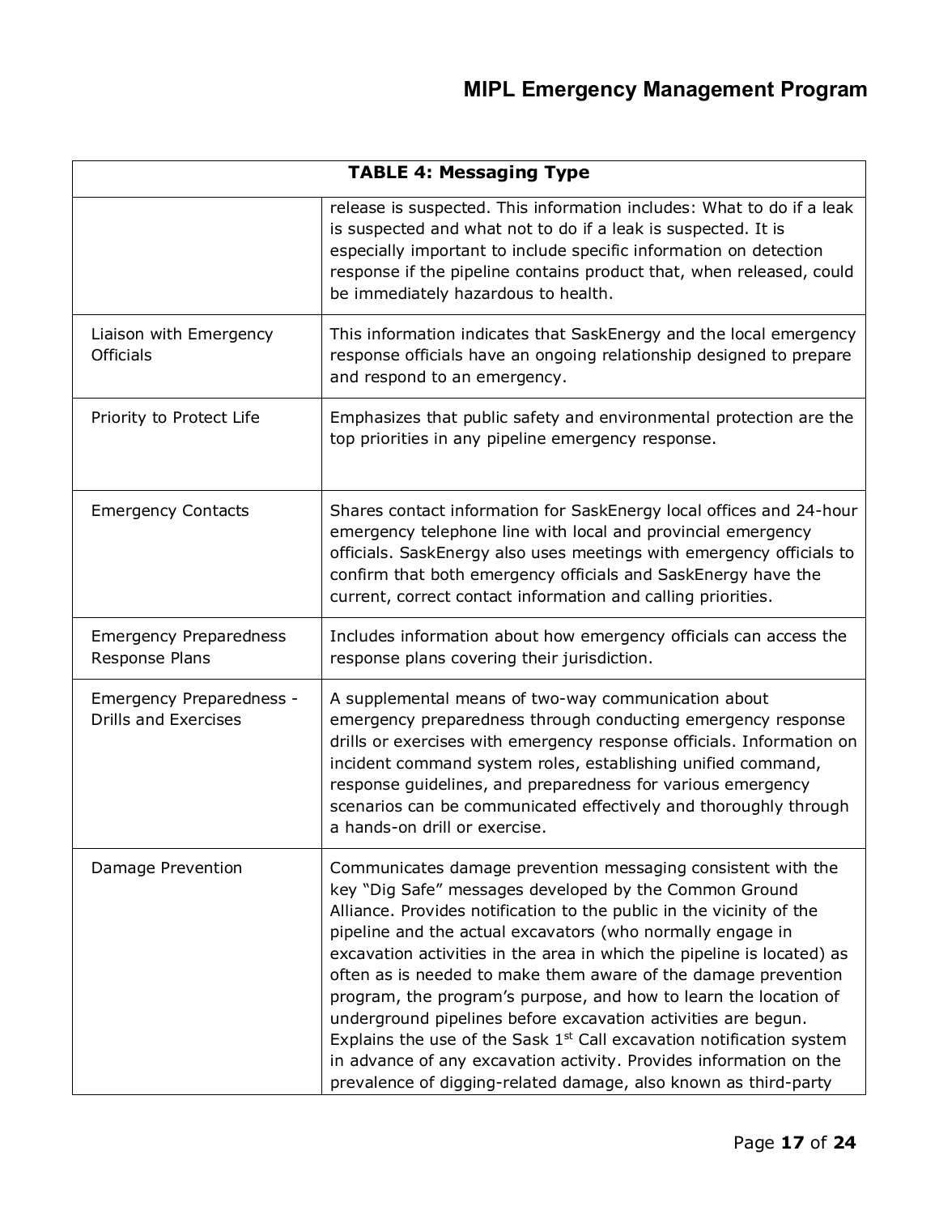| TABLE 4: Messaging Type | |
|---|---|
| | release is suspected. This information includes: What to do if a leak is suspected and what not to do if a leak is suspected. It is especially important to include specific information on detection response if the pipeline contains product that, when released, could be immediately hazardous to health. |
| Liaison with Emergency Officials | This information indicates that SaskEnergy and the local emergency response officials have an ongoing relationship designed to prepare and respond to an emergency. |
| Priority to Protect Life | Emphasizes that public safety and environmental protection are the top priorities in any pipeline emergency response. |
| Emergency Contacts | Shares contact information for SaskEnergy local offices and 24-hour emergency telephone line with local and provincial emergency officials. SaskEnergy also uses meetings with emergency officials to confirm that both emergency officials and SaskEnergy have the current, correct contact information and calling priorities. |
| Emergency Preparedness Response Plans | Includes information about how emergency officials can access the response plans covering their jurisdiction. |
| Emergency Preparedness - Drills and Exercises | A supplemental means of two-way communication about emergency preparedness through conducting emergency response drills or exercises with emergency response officials. Information on incident command system roles, establishing unified command, response guidelines, and preparedness for various emergency scenarios can be communicated effectively and thoroughly through a hands-on drill or exercise. |
| Damage Prevention | Communicates damage prevention messaging consistent with the key "Dig Safe" messages developed by the Common Ground Alliance. Provides notification to the public in the vicinity of the pipeline and the actual excavators (who normally engage in excavation activities in the area in which the pipeline is located) as often as is needed to make them aware of the damage prevention program, the program's purpose, and how to learn the location of underground pipelines before excavation activities are begun. Explains the use of the Sask 1st Call excavation notification system in advance of any excavation activity. Provides information on the prevalence of digging-related damage, also known as third-party |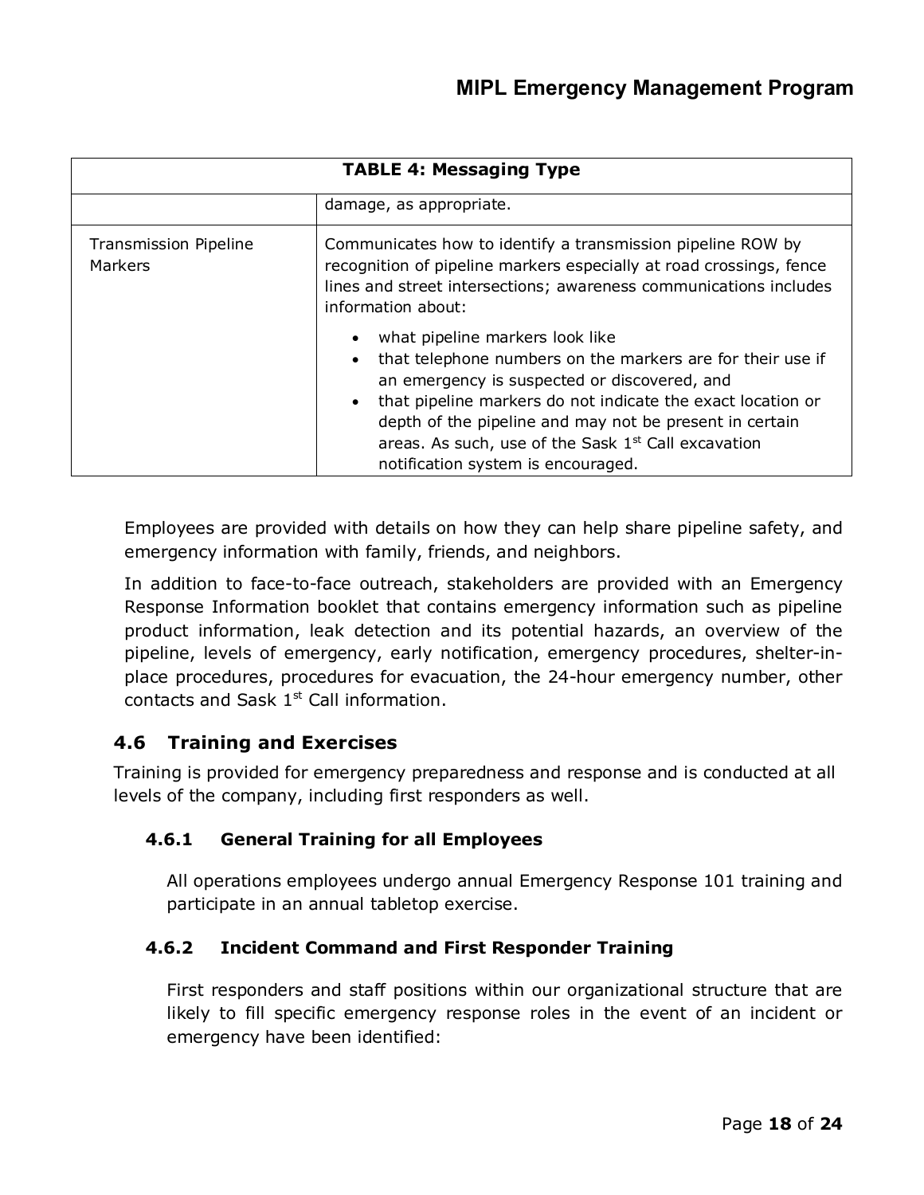| TABLE 4: Messaging Type | |
|---|---|
| | damage, as appropriate. |
| Transmission Pipeline Markers | Communicates how to identify a transmission pipeline ROW by recognition of pipeline markers especially at road crossings, fence lines and street intersections; awareness communications includes information about: <br>• what pipeline markers look like <br>• that telephone numbers on the markers are for their use if an emergency is suspected or discovered, and <br>• that pipeline markers do not indicate the exact location or depth of the pipeline and may not be present in certain areas. As such, use of the Sask 1st Call excavation notification system is encouraged. |

Employees are provided with details on how they can help share pipeline safety, and emergency information with family, friends, and neighbors.

In addition to face-to-face outreach, stakeholders are provided with an Emergency Response Information booklet that contains emergency information such as pipeline product information, leak detection and its potential hazards, an overview of the pipeline, levels of emergency, early notification, emergency procedures, shelter-in-place procedures, procedures for evacuation, the 24-hour emergency number, other contacts and Sask 1st Call information.

## 4.6 Training and Exercises

Training is provided for emergency preparedness and response and is conducted at all levels of the company, including first responders as well.

### 4.6.1 General Training for all Employees

All operations employees undergo annual Emergency Response 101 training and participate in an annual tabletop exercise.

### 4.6.2 Incident Command and First Responder Training

First responders and staff positions within our organizational structure that are likely to fill specific emergency response roles in the event of an incident or emergency have been identified: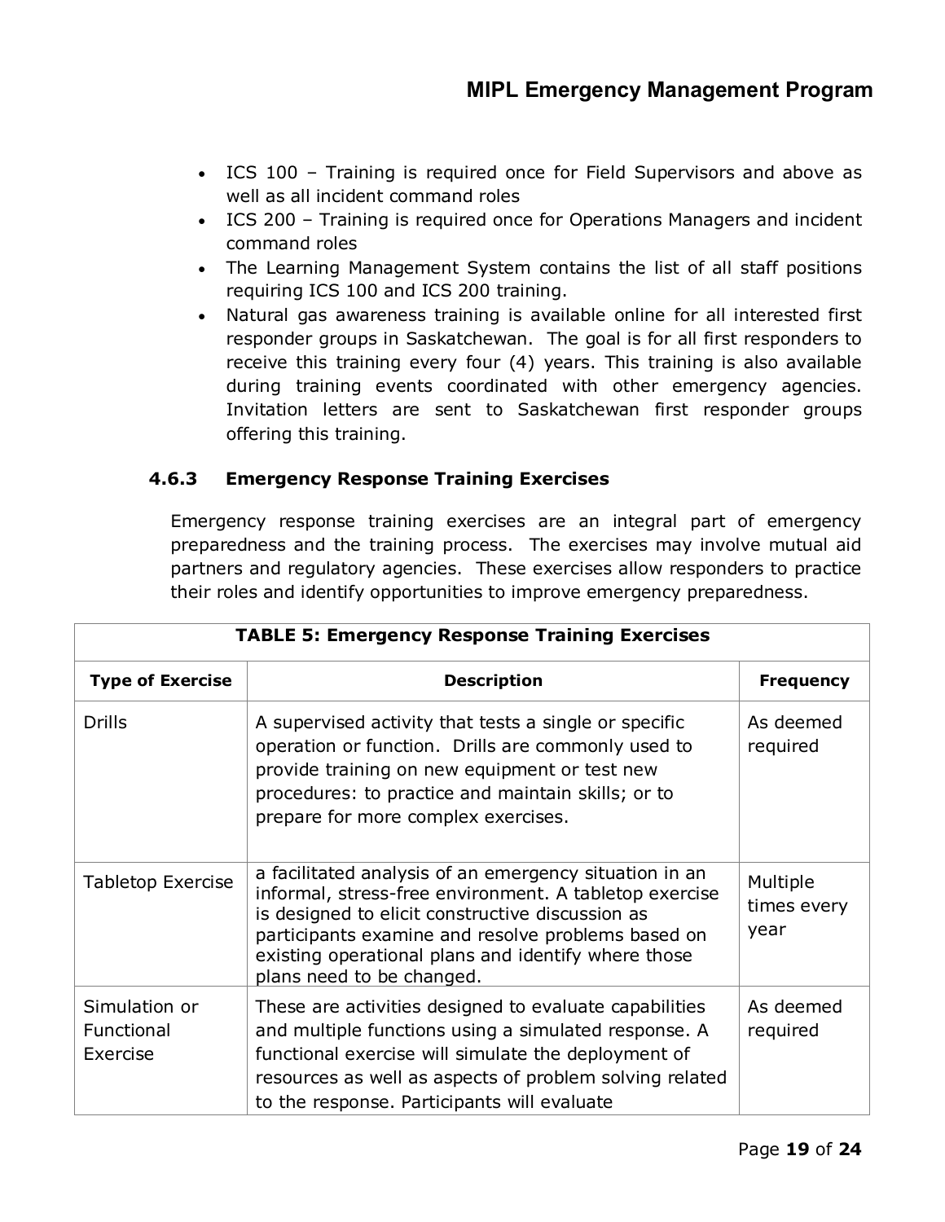- ICS 100 – Training is required once for Field Supervisors and above as well as all incident command roles
- ICS 200 – Training is required once for Operations Managers and incident command roles
- The Learning Management System contains the list of all staff positions requiring ICS 100 and ICS 200 training.
- Natural gas awareness training is available online for all interested first responder groups in Saskatchewan. The goal is for all first responders to receive this training every four (4) years. This training is also available during training events coordinated with other emergency agencies. Invitation letters are sent to Saskatchewan first responder groups offering this training.

#### 4.6.3 Emergency Response Training Exercises

Emergency response training exercises are an integral part of emergency preparedness and the training process. The exercises may involve mutual aid partners and regulatory agencies. These exercises allow responders to practice their roles and identify opportunities to improve emergency preparedness.

| TABLE 5: Emergency Response Training Exercises | | |
|---|---|---|
| **Type of Exercise** | **Description** | **Frequency** |
| Drills | A supervised activity that tests a single or specific operation or function. Drills are commonly used to provide training on new equipment or test new procedures: to practice and maintain skills; or to prepare for more complex exercises. | As deemed required |
| Tabletop Exercise | a facilitated analysis of an emergency situation in an informal, stress-free environment. A tabletop exercise is designed to elicit constructive discussion as participants examine and resolve problems based on existing operational plans and identify where those plans need to be changed. | Multiple times every year |
| Simulation or Functional Exercise | These are activities designed to evaluate capabilities and multiple functions using a simulated response. A functional exercise will simulate the deployment of resources as well as aspects of problem solving related to the response. Participants will evaluate | As deemed required |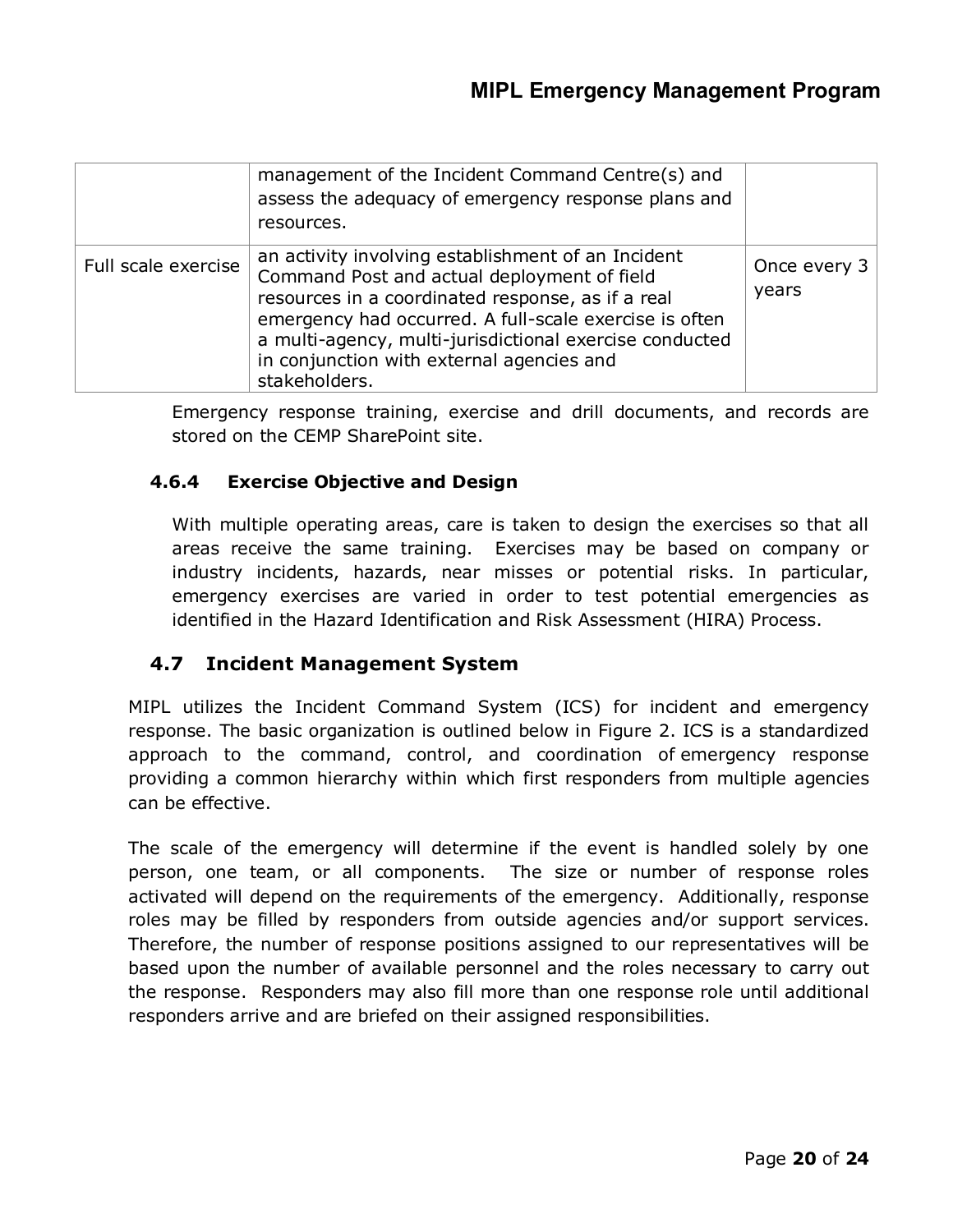| | | |
|---|---|---|
| | management of the Incident Command Centre(s) and assess the adequacy of emergency response plans and resources. | |
| Full scale exercise | an activity involving establishment of an Incident Command Post and actual deployment of field resources in a coordinated response, as if a real emergency had occurred. A full-scale exercise is often a multi-agency, multi-jurisdictional exercise conducted in conjunction with external agencies and stakeholders. | Once every 3 years |

Emergency response training, exercise and drill documents, and records are stored on the CEMP SharePoint site.

#### 4.6.4 Exercise Objective and Design

With multiple operating areas, care is taken to design the exercises so that all areas receive the same training. Exercises may be based on company or industry incidents, hazards, near misses or potential risks. In particular, emergency exercises are varied in order to test potential emergencies as identified in the Hazard Identification and Risk Assessment (HIRA) Process.

### 4.7 Incident Management System

MIPL utilizes the Incident Command System (ICS) for incident and emergency response. The basic organization is outlined below in Figure 2. ICS is a standardized approach to the command, control, and coordination of emergency response providing a common hierarchy within which first responders from multiple agencies can be effective.

The scale of the emergency will determine if the event is handled solely by one person, one team, or all components. The size or number of response roles activated will depend on the requirements of the emergency. Additionally, response roles may be filled by responders from outside agencies and/or support services. Therefore, the number of response positions assigned to our representatives will be based upon the number of available personnel and the roles necessary to carry out the response. Responders may also fill more than one response role until additional responders arrive and are briefed on their assigned responsibilities.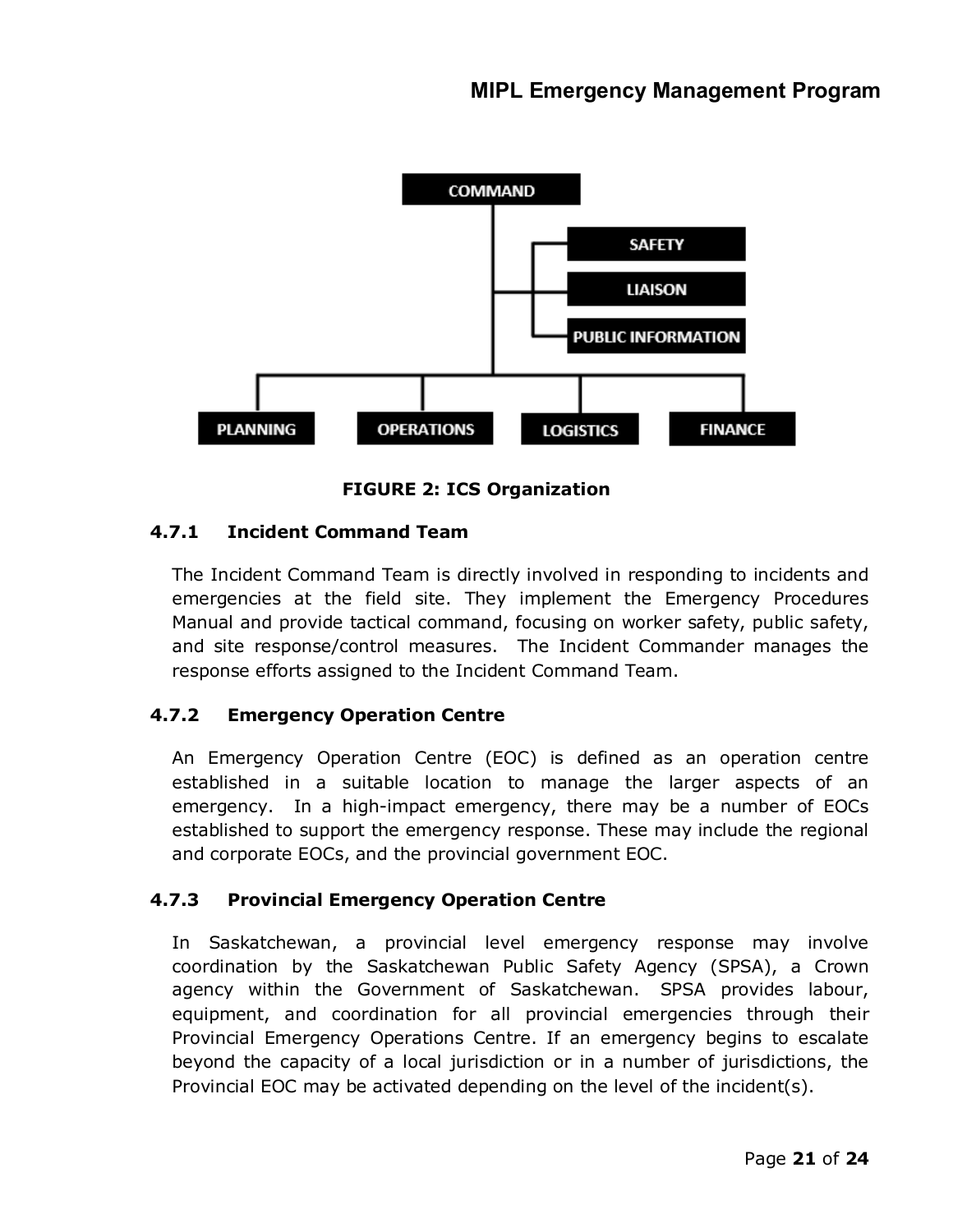**FIGURE 2: ICS Organization**

#### 4.7.1 Incident Command Team

The Incident Command Team is directly involved in responding to incidents and emergencies at the field site. They implement the Emergency Procedures Manual and provide tactical command, focusing on worker safety, public safety, and site response/control measures. The Incident Commander manages the response efforts assigned to the Incident Command Team.

#### 4.7.2 Emergency Operation Centre

An Emergency Operation Centre (EOC) is defined as an operation centre established in a suitable location to manage the larger aspects of an emergency. In a high-impact emergency, there may be a number of EOCs established to support the emergency response. These may include the regional and corporate EOCs, and the provincial government EOC.

#### 4.7.3 Provincial Emergency Operation Centre

In Saskatchewan, a provincial level emergency response may involve coordination by the Saskatchewan Public Safety Agency (SPSA), a Crown agency within the Government of Saskatchewan. SPSA provides labour, equipment, and coordination for all provincial emergencies through their Provincial Emergency Operations Centre. If an emergency begins to escalate beyond the capacity of a local jurisdiction or in a number of jurisdictions, the Provincial EOC may be activated depending on the level of the incident(s).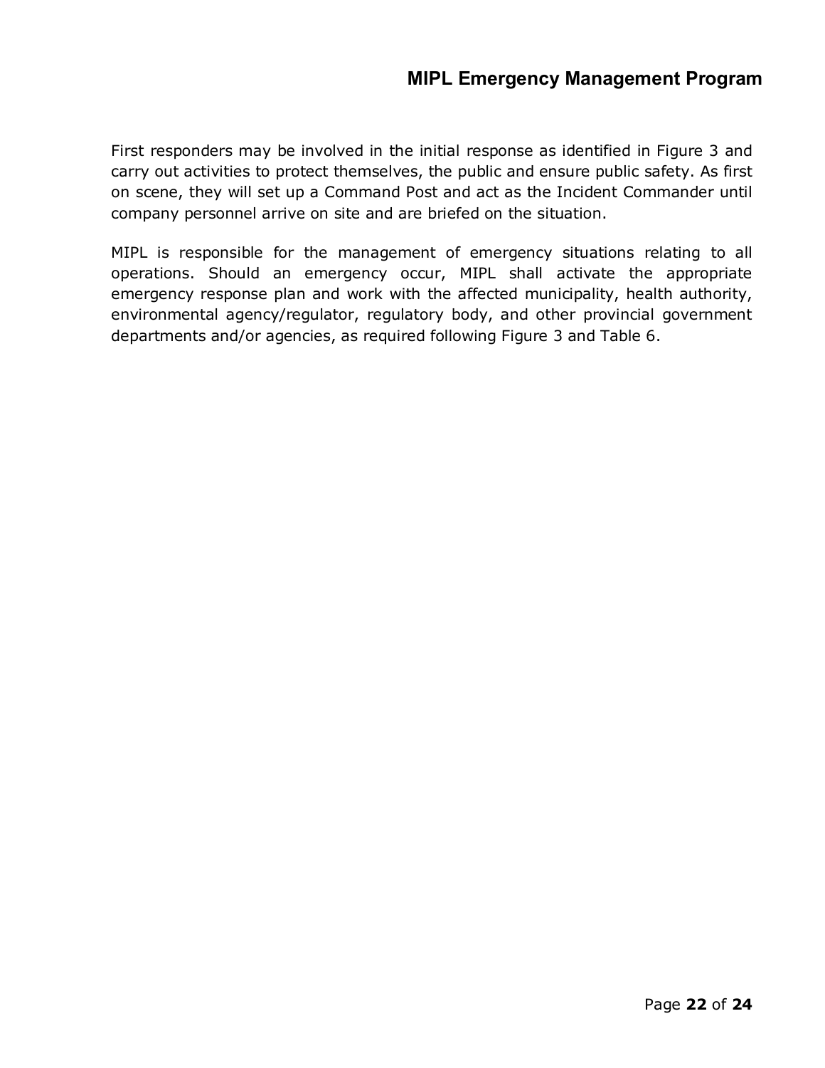First responders may be involved in the initial response as identified in Figure 3 and carry out activities to protect themselves, the public and ensure public safety. As first on scene, they will set up a Command Post and act as the Incident Commander until company personnel arrive on site and are briefed on the situation.

MIPL is responsible for the management of emergency situations relating to all operations. Should an emergency occur, MIPL shall activate the appropriate emergency response plan and work with the affected municipality, health authority, environmental agency/regulator, regulatory body, and other provincial government departments and/or agencies, as required following Figure 3 and Table 6.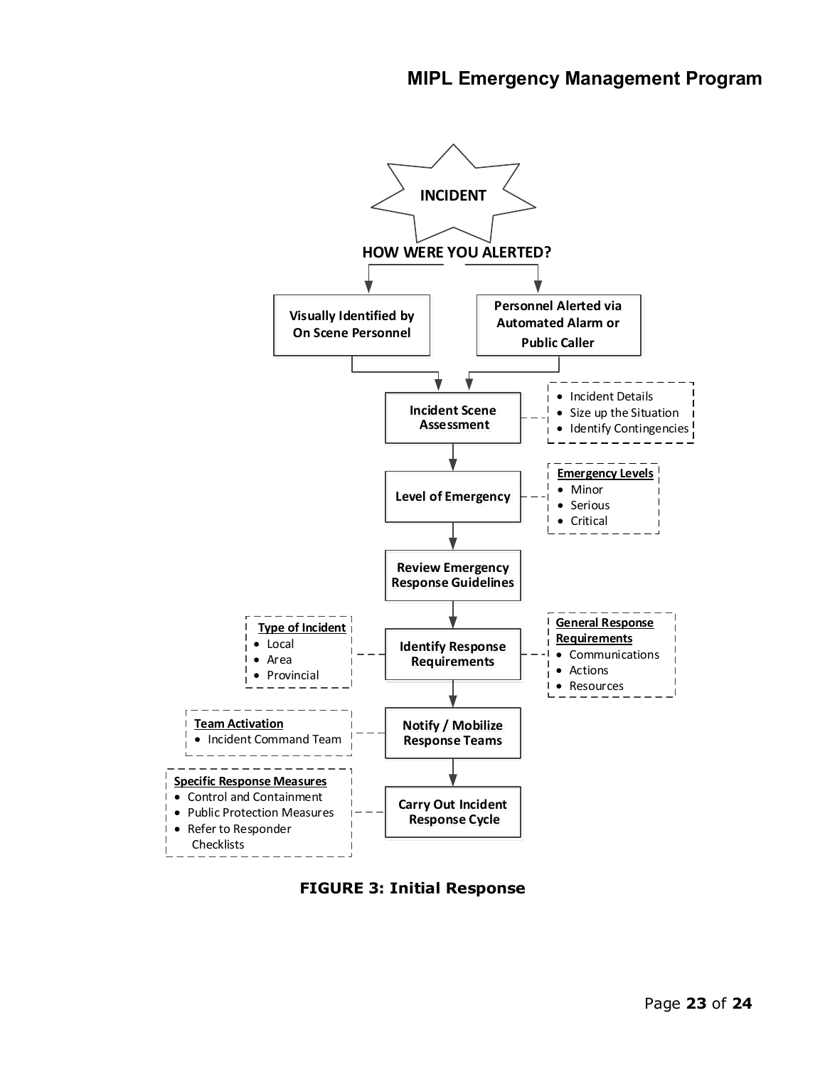INCIDENT

HOW WERE YOU ALERTED?

- **Visually Identified by On Scene Personnel**
- **Personnel Alerted via Automated Alarm or Public Caller**

**Incident Scene Assessment**

- Incident Details
- Size up the Situation
- Identify Contingencies

**Level of Emergency**

**Emergency Levels**

- Minor
- Serious
- Critical

**Review Emergency Response Guidelines**

**Identify Response Requirements**

**Type of Incident**

- Local
- Area
- Provincial

**General Response Requirements**

- Communications
- Actions
- Resources

**Notify / Mobilize Response Teams**

**Team Activation**

- Incident Command Team

**Carry Out Incident Response Cycle**

**Specific Response Measures**

- Control and Containment
- Public Protection Measures
- Refer to Responder Checklists

**FIGURE 3: Initial Response**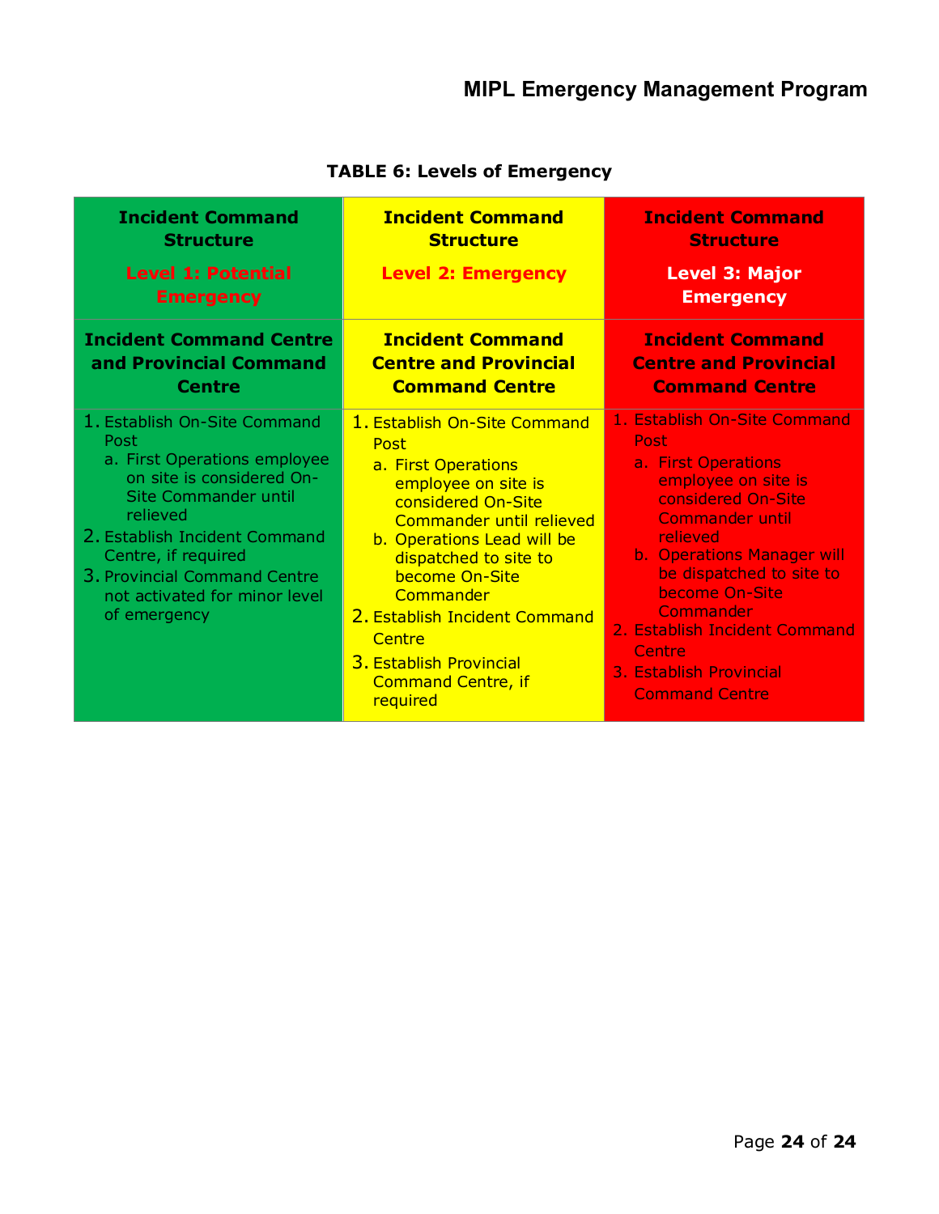**TABLE 6: Levels of Emergency**

| Incident Command Structure<br>Level 1: Potential Emergency | Incident Command Structure<br>Level 2: Emergency | Incident Command Structure<br>Level 3: Major Emergency |
|---|---|---|
| **Incident Command Centre and Provincial Command Centre** | **Incident Command Centre and Provincial Command Centre** | **Incident Command Centre and Provincial Command Centre** |
| 1. Establish On-Site Command Post<br>a. First Operations employee on site is considered On-Site Commander until relieved<br>2. Establish Incident Command Centre, if required<br>3. Provincial Command Centre not activated for minor level of emergency | 1. Establish On-Site Command Post<br>a. First Operations employee on site is considered On-Site Commander until relieved<br>b. Operations Lead will be dispatched to site to become On-Site Commander<br>2. Establish Incident Command Centre<br>3. Establish Provincial Command Centre, if required | 1. Establish On-Site Command Post<br>a. First Operations employee on site is considered On-Site Commander until relieved<br>b. Operations Manager will be dispatched to site to become On-Site Commander<br>2. Establish Incident Command Centre<br>3. Establish Provincial Command Centre |